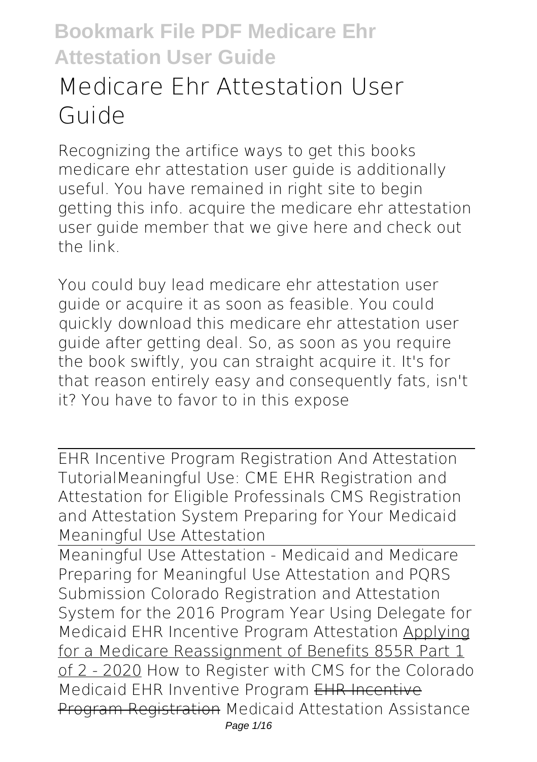# Medicare Ehr Attestation User Guide

Recognizing the artifice ways to get this books **medicare ehr attestation user guide** is additionally useful. You have remained in right site to begin getting this info. acquire the medicare ehr attestation user guide member that we give here and check out the link.

You could buy lead medicare ehr attestation user guide or acquire it as soon as feasible. You could quickly download this medicare ehr attestation user guide after getting deal. So, as soon as you require the book swiftly, you can straight acquire it. It's for that reason entirely easy and consequently fats, isn't it? You have to favor to in this expose

---

EHR Incentive Program Registration And Attestation Tutorial*Meaningful Use: CME EHR Registration and Attestation for Eligible Professinals* *CMS Registration and Attestation System* *Preparing for Your Medicaid Meaningful Use Attestation*

---

Meaningful Use Attestation - Medicaid and Medicare *Preparing for Meaningful Use Attestation and PQRS Submission* *Colorado Registration and Attestation System for the 2016 Program Year* *Using Delegate for Medicaid EHR Incentive Program Attestation* Applying for a Medicare Reassignment of Benefits 855R Part 1 of 2 - 2020 *How to Register with CMS for the Colorado Medicaid EHR Inventive Program* ~~EHR Incentive Program Registration~~ *Medicaid Attestation Assistance*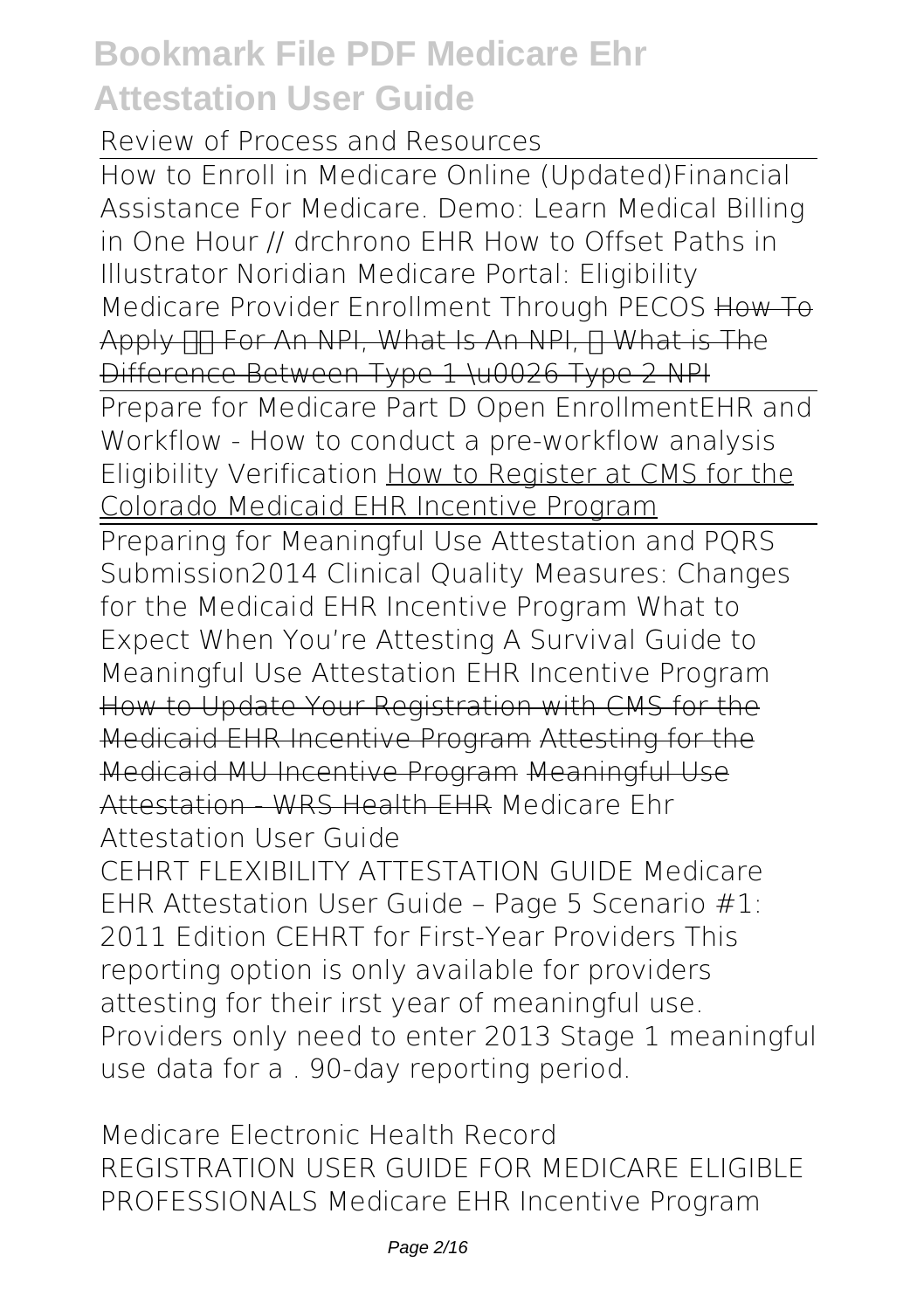*Review of Process and Resources*

How to Enroll in Medicare Online (Updated)*Financial Assistance For Medicare.* *Demo: Learn Medical Billing in One Hour // drchrono EHR* *How to Offset Paths in Illustrator* *Noridian Medicare Portal: Eligibility* *Medicare Provider Enrollment Through PECOS* ~~How To Apply For An NPI, What Is An NPI, What is The Difference Between Type 1 \u0026 Type 2 NPI~~

Prepare for Medicare Part D Open Enrollment*EHR and Workflow - How to conduct a pre-workflow analysis* *Eligibility Verification* How to Register at CMS for the Colorado Medicaid EHR Incentive Program

Preparing for Meaningful Use Attestation and PQRS Submission*2014 Clinical Quality Measures: Changes for the Medicaid EHR Incentive Program* *What to Expect When You're Attesting* *A Survival Guide to Meaningful Use Attestation EHR Incentive Program* ~~How to Update Your Registration with CMS for the Medicaid EHR Incentive Program~~ ~~Attesting for the Medicaid MU Incentive Program~~ ~~Meaningful Use Attestation - WRS Health EHR~~ *Medicare Ehr Attestation User Guide*

CEHRT FLEXIBILITY ATTESTATION GUIDE Medicare EHR Attestation User Guide – Page 5 Scenario #1: 2011 Edition CEHRT for First-Year Providers This reporting option is only available for providers attesting for their irst year of meaningful use. Providers only need to enter 2013 Stage 1 meaningful use data for a . 90-day reporting period.

*Medicare Electronic Health Record*

REGISTRATION USER GUIDE FOR MEDICARE ELIGIBLE PROFESSIONALS Medicare EHR Incentive Program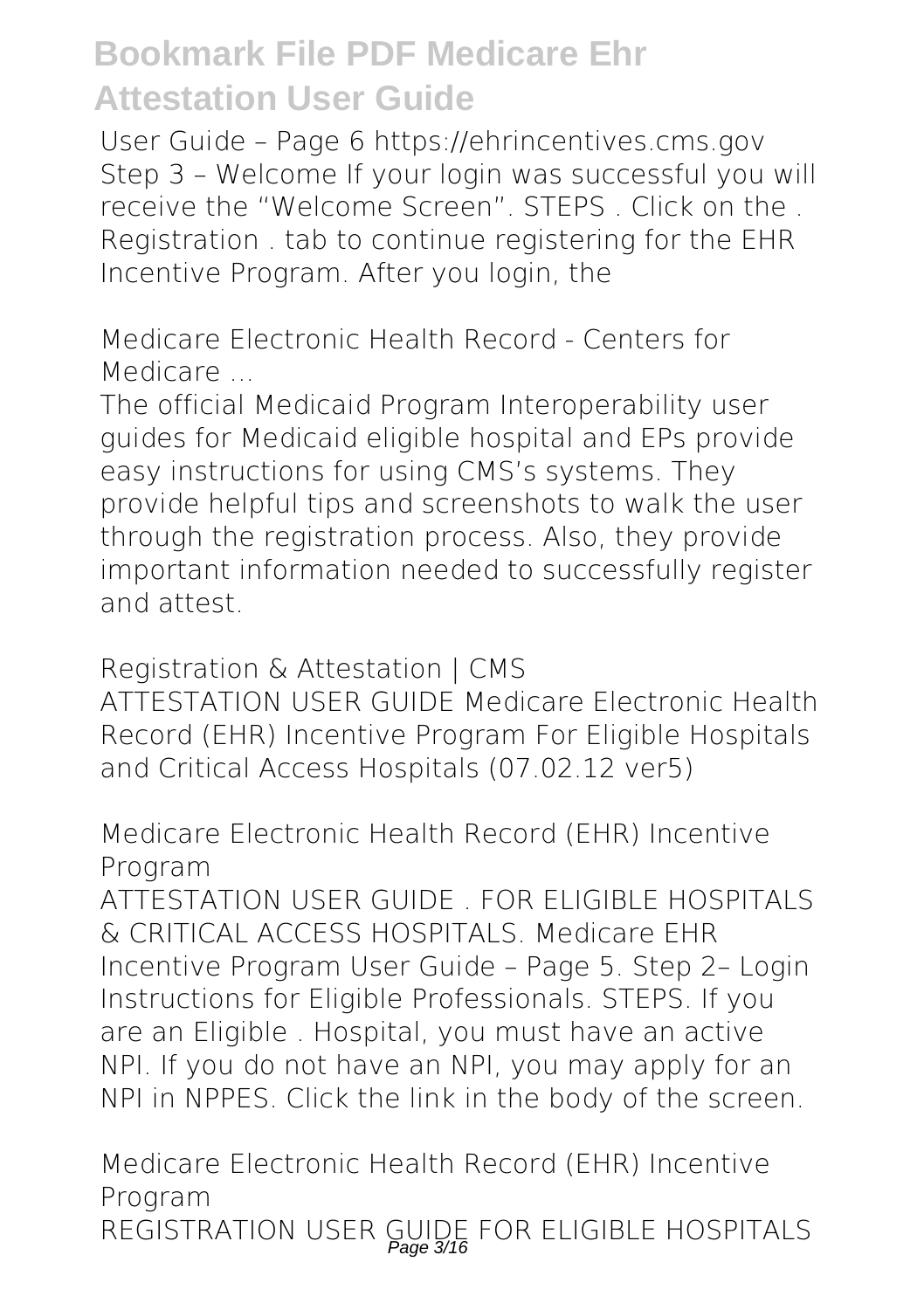User Guide – Page 6 https://ehrincentives.cms.gov Step 3 – Welcome If your login was successful you will receive the "Welcome Screen". STEPS . Click on the . Registration . tab to continue registering for the EHR Incentive Program. After you login, the

**Medicare Electronic Health Record - Centers for Medicare ...**

The official Medicaid Program Interoperability user guides for Medicaid eligible hospital and EPs provide easy instructions for using CMS's systems. They provide helpful tips and screenshots to walk the user through the registration process. Also, they provide important information needed to successfully register and attest.

**Registration & Attestation | CMS**

ATTESTATION USER GUIDE Medicare Electronic Health Record (EHR) Incentive Program For Eligible Hospitals and Critical Access Hospitals (07.02.12 ver5)

**Medicare Electronic Health Record (EHR) Incentive Program**

ATTESTATION USER GUIDE . FOR ELIGIBLE HOSPITALS & CRITICAL ACCESS HOSPITALS. Medicare EHR Incentive Program User Guide – Page 5. Step 2– Login Instructions for Eligible Professionals. STEPS. If you are an Eligible . Hospital, you must have an active NPI. If you do not have an NPI, you may apply for an NPI in NPPES. Click the link in the body of the screen.

**Medicare Electronic Health Record (EHR) Incentive Program**

REGISTRATION USER GUIDE FOR ELIGIBLE HOSPITALS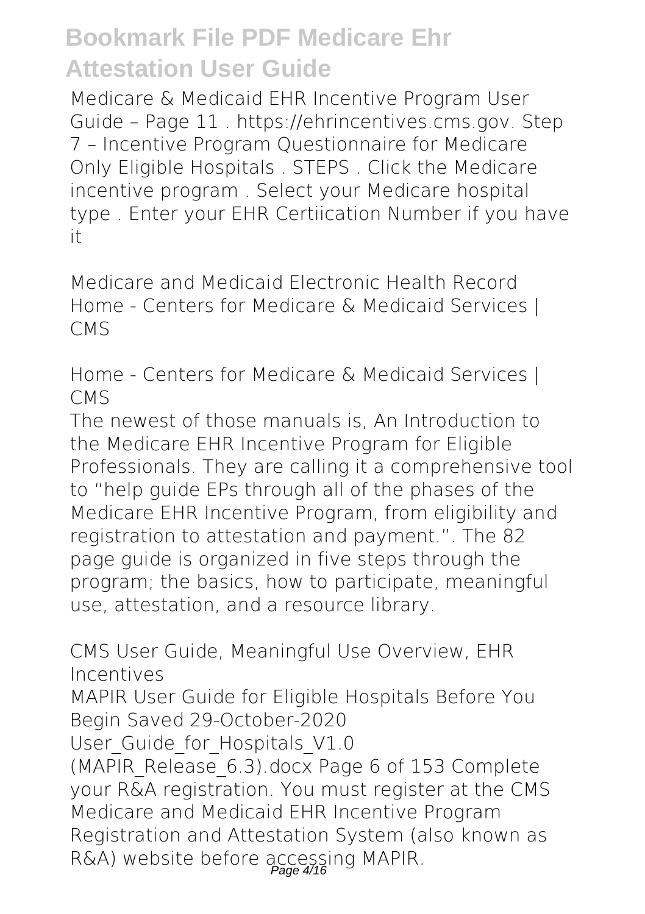Medicare & Medicaid EHR Incentive Program User Guide – Page 11 . https://ehrincentives.cms.gov. Step 7 – Incentive Program Questionnaire for Medicare Only Eligible Hospitals . STEPS . Click the Medicare incentive program . Select your Medicare hospital type . Enter your EHR Certiication Number if you have it

Medicare and Medicaid Electronic Health Record Home - Centers for Medicare & Medicaid Services | CMS

Home - Centers for Medicare & Medicaid Services | CMS

The newest of those manuals is, An Introduction to the Medicare EHR Incentive Program for Eligible Professionals. They are calling it a comprehensive tool to "help guide EPs through all of the phases of the Medicare EHR Incentive Program, from eligibility and registration to attestation and payment.". The 82 page guide is organized in five steps through the program; the basics, how to participate, meaningful use, attestation, and a resource library.

CMS User Guide, Meaningful Use Overview, EHR Incentives

MAPIR User Guide for Eligible Hospitals Before You Begin Saved 29-October-2020 User_Guide_for_Hospitals_V1.0 (MAPIR_Release_6.3).docx Page 6 of 153 Complete your R&A registration. You must register at the CMS Medicare and Medicaid EHR Incentive Program Registration and Attestation System (also known as R&A) website before accessing MAPIR.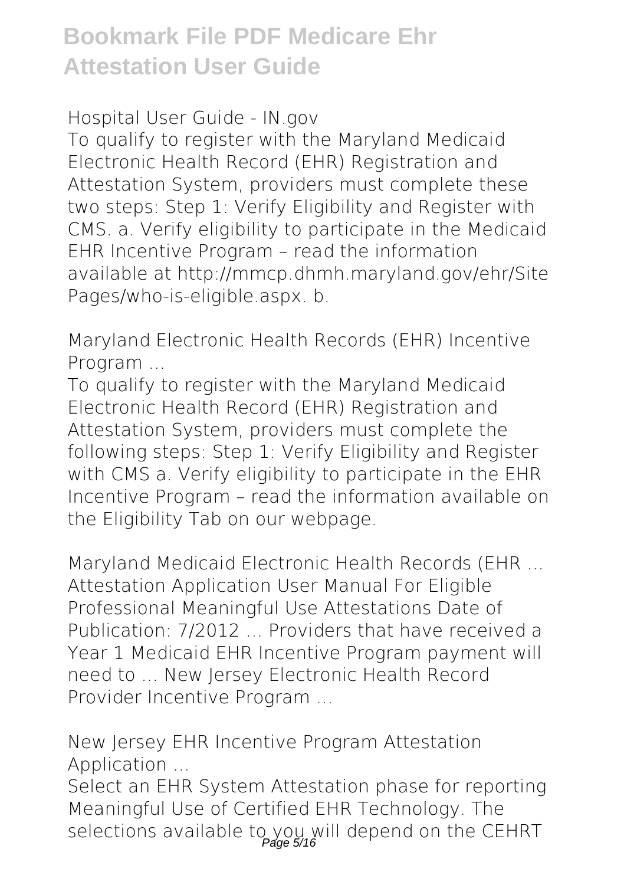Hospital User Guide - IN.gov

To qualify to register with the Maryland Medicaid Electronic Health Record (EHR) Registration and Attestation System, providers must complete these two steps: Step 1: Verify Eligibility and Register with CMS. a. Verify eligibility to participate in the Medicaid EHR Incentive Program – read the information available at http://mmcp.dhmh.maryland.gov/ehr/SitePages/who-is-eligible.aspx. b.

Maryland Electronic Health Records (EHR) Incentive Program ...

To qualify to register with the Maryland Medicaid Electronic Health Record (EHR) Registration and Attestation System, providers must complete the following steps: Step 1: Verify Eligibility and Register with CMS a. Verify eligibility to participate in the EHR Incentive Program – read the information available on the Eligibility Tab on our webpage.

Maryland Medicaid Electronic Health Records (EHR ...

Attestation Application User Manual For Eligible Professional Meaningful Use Attestations Date of Publication: 7/2012 ... Providers that have received a Year 1 Medicaid EHR Incentive Program payment will need to ... New Jersey Electronic Health Record Provider Incentive Program ...

New Jersey EHR Incentive Program Attestation Application ...

Select an EHR System Attestation phase for reporting Meaningful Use of Certified EHR Technology. The selections available to you will depend on the CEHRT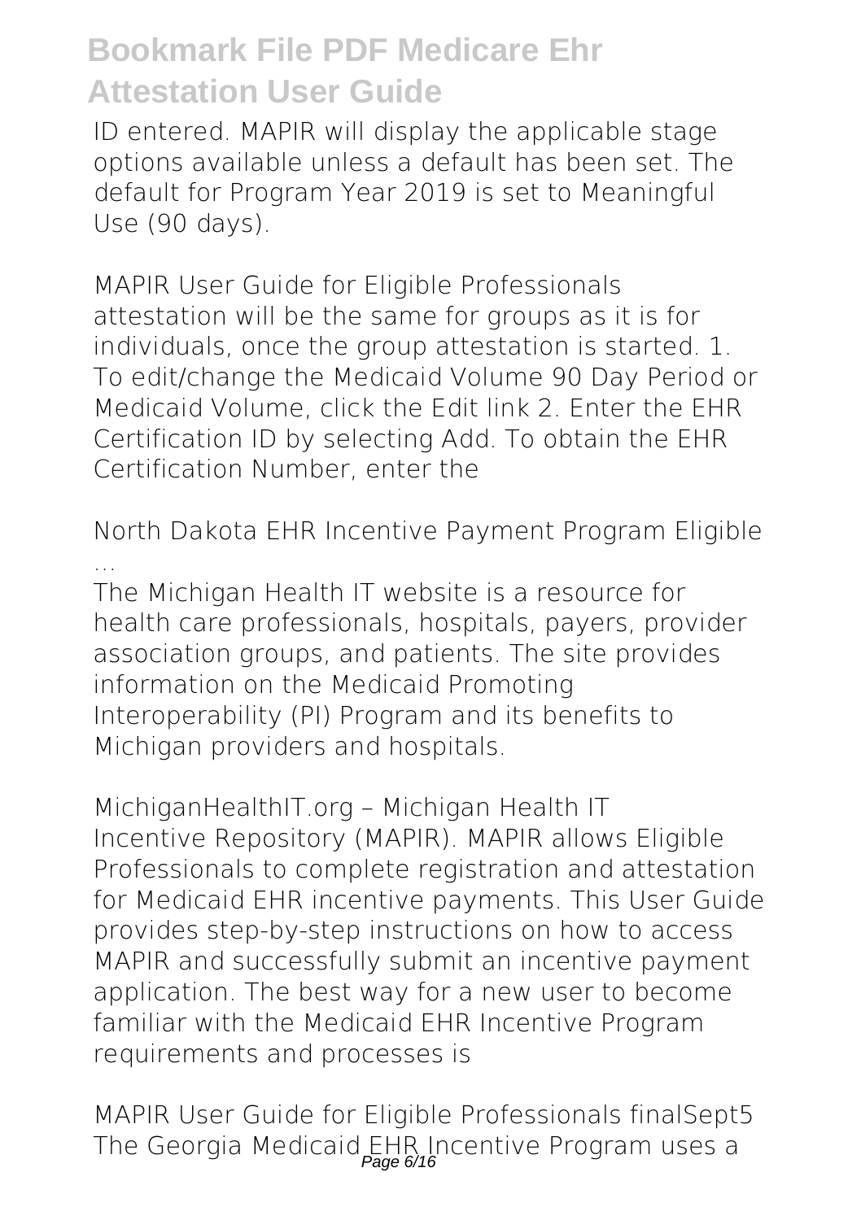ID entered. MAPIR will display the applicable stage options available unless a default has been set. The default for Program Year 2019 is set to Meaningful Use (90 days).

MAPIR User Guide for Eligible Professionals
attestation will be the same for groups as it is for individuals, once the group attestation is started. 1. To edit/change the Medicaid Volume 90 Day Period or Medicaid Volume, click the Edit link 2. Enter the EHR Certification ID by selecting Add. To obtain the EHR Certification Number, enter the

North Dakota EHR Incentive Payment Program Eligible ...
The Michigan Health IT website is a resource for health care professionals, hospitals, payers, provider association groups, and patients. The site provides information on the Medicaid Promoting Interoperability (PI) Program and its benefits to Michigan providers and hospitals.

MichiganHealthIT.org – Michigan Health IT
Incentive Repository (MAPIR). MAPIR allows Eligible Professionals to complete registration and attestation for Medicaid EHR incentive payments. This User Guide provides step-by-step instructions on how to access MAPIR and successfully submit an incentive payment application. The best way for a new user to become familiar with the Medicaid EHR Incentive Program requirements and processes is

MAPIR User Guide for Eligible Professionals finalSept5
The Georgia Medicaid EHR Incentive Program uses a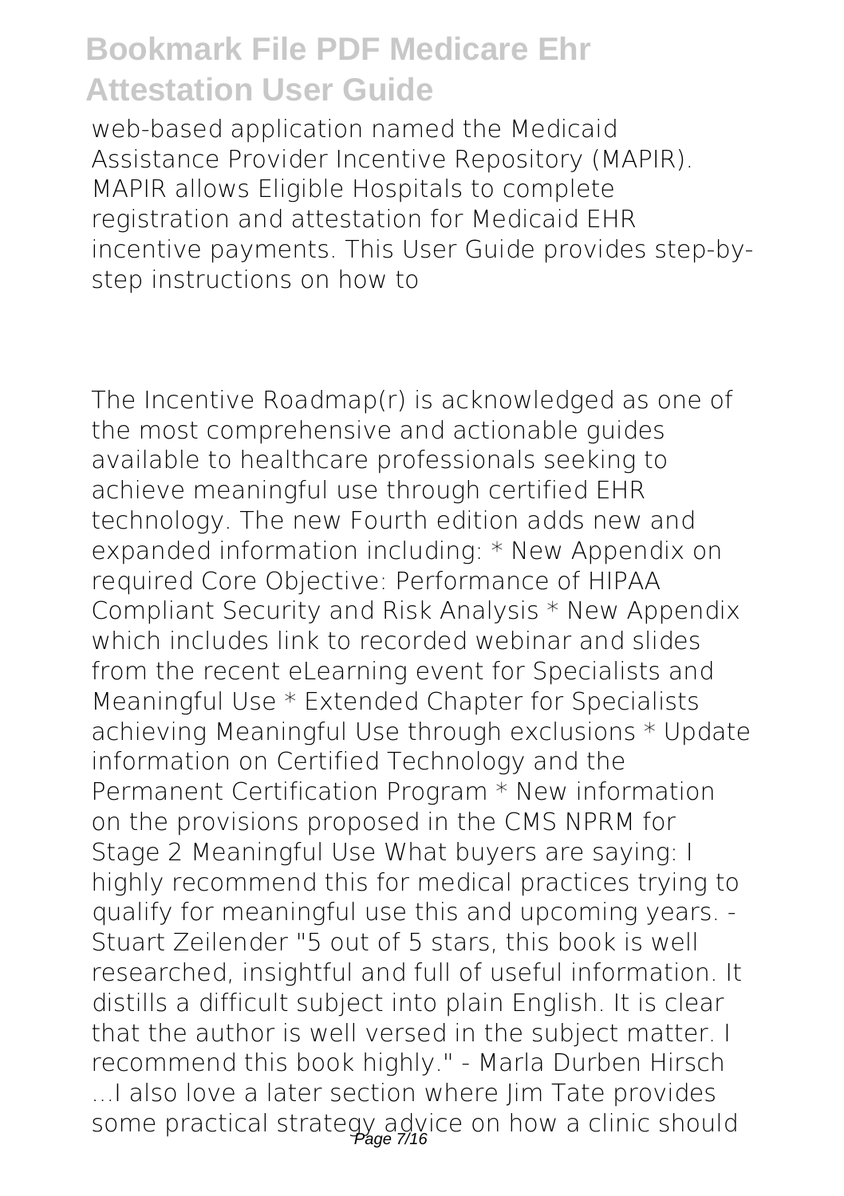web-based application named the Medicaid Assistance Provider Incentive Repository (MAPIR). MAPIR allows Eligible Hospitals to complete registration and attestation for Medicaid EHR incentive payments. This User Guide provides step-by-step instructions on how to

The Incentive Roadmap(r) is acknowledged as one of the most comprehensive and actionable guides available to healthcare professionals seeking to achieve meaningful use through certified EHR technology. The new Fourth edition adds new and expanded information including: * New Appendix on required Core Objective: Performance of HIPAA Compliant Security and Risk Analysis * New Appendix which includes link to recorded webinar and slides from the recent eLearning event for Specialists and Meaningful Use * Extended Chapter for Specialists achieving Meaningful Use through exclusions * Update information on Certified Technology and the Permanent Certification Program * New information on the provisions proposed in the CMS NPRM for Stage 2 Meaningful Use What buyers are saying: I highly recommend this for medical practices trying to qualify for meaningful use this and upcoming years. - Stuart Zeilender "5 out of 5 stars, this book is well researched, insightful and full of useful information. It distills a difficult subject into plain English. It is clear that the author is well versed in the subject matter. I recommend this book highly." - Marla Durben Hirsch ...I also love a later section where Jim Tate provides some practical strategy advice on how a clinic should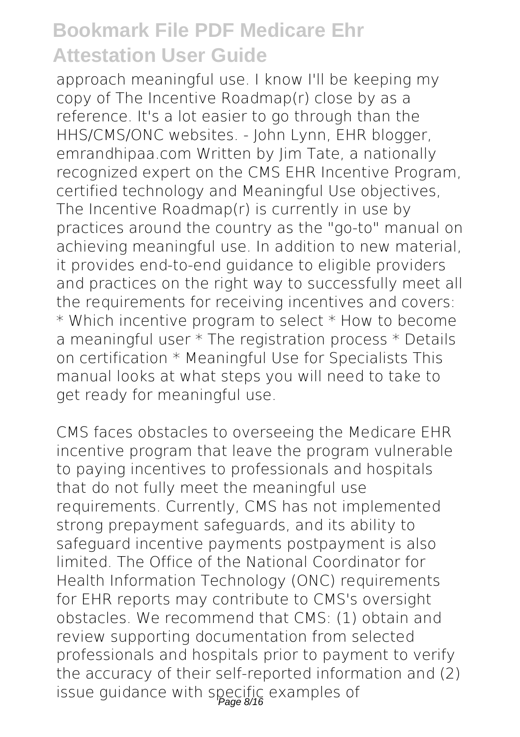approach meaningful use. I know I'll be keeping my copy of The Incentive Roadmap(r) close by as a reference. It's a lot easier to go through than the HHS/CMS/ONC websites. - John Lynn, EHR blogger, emrandhipaa.com Written by Jim Tate, a nationally recognized expert on the CMS EHR Incentive Program, certified technology and Meaningful Use objectives, The Incentive Roadmap(r) is currently in use by practices around the country as the "go-to" manual on achieving meaningful use. In addition to new material, it provides end-to-end guidance to eligible providers and practices on the right way to successfully meet all the requirements for receiving incentives and covers: * Which incentive program to select * How to become a meaningful user * The registration process * Details on certification * Meaningful Use for Specialists This manual looks at what steps you will need to take to get ready for meaningful use.

CMS faces obstacles to overseeing the Medicare EHR incentive program that leave the program vulnerable to paying incentives to professionals and hospitals that do not fully meet the meaningful use requirements. Currently, CMS has not implemented strong prepayment safeguards, and its ability to safeguard incentive payments postpayment is also limited. The Office of the National Coordinator for Health Information Technology (ONC) requirements for EHR reports may contribute to CMS's oversight obstacles. We recommend that CMS: (1) obtain and review supporting documentation from selected professionals and hospitals prior to payment to verify the accuracy of their self-reported information and (2) issue guidance with specific examples of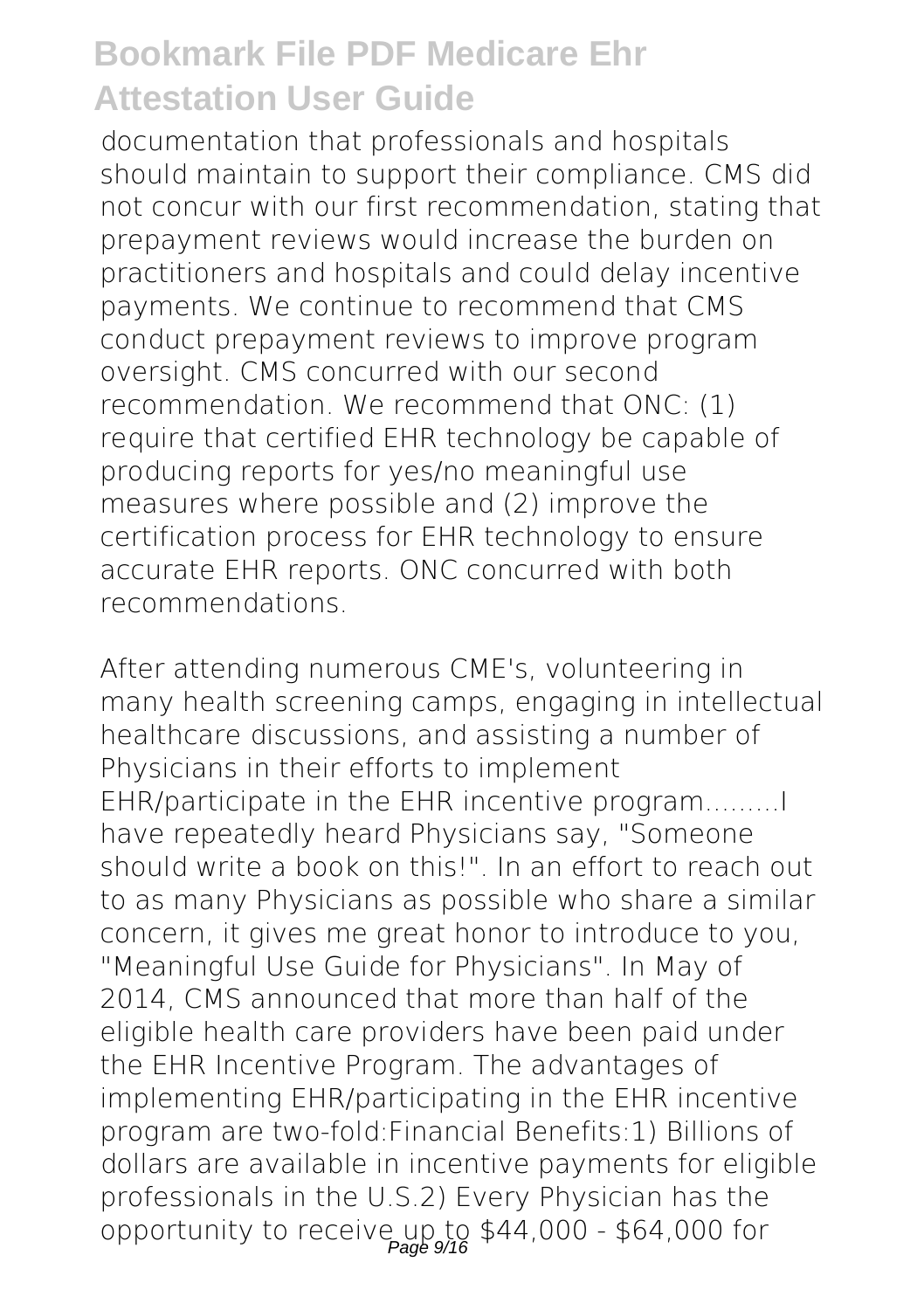documentation that professionals and hospitals should maintain to support their compliance. CMS did not concur with our first recommendation, stating that prepayment reviews would increase the burden on practitioners and hospitals and could delay incentive payments. We continue to recommend that CMS conduct prepayment reviews to improve program oversight. CMS concurred with our second recommendation. We recommend that ONC: (1) require that certified EHR technology be capable of producing reports for yes/no meaningful use measures where possible and (2) improve the certification process for EHR technology to ensure accurate EHR reports. ONC concurred with both recommendations.

After attending numerous CME's, volunteering in many health screening camps, engaging in intellectual healthcare discussions, and assisting a number of Physicians in their efforts to implement EHR/participate in the EHR incentive program.........I have repeatedly heard Physicians say, "Someone should write a book on this!". In an effort to reach out to as many Physicians as possible who share a similar concern, it gives me great honor to introduce to you, "Meaningful Use Guide for Physicians". In May of 2014, CMS announced that more than half of the eligible health care providers have been paid under the EHR Incentive Program. The advantages of implementing EHR/participating in the EHR incentive program are two-fold:Financial Benefits:1) Billions of dollars are available in incentive payments for eligible professionals in the U.S.2) Every Physician has the opportunity to receive up to $44,000 - $64,000 for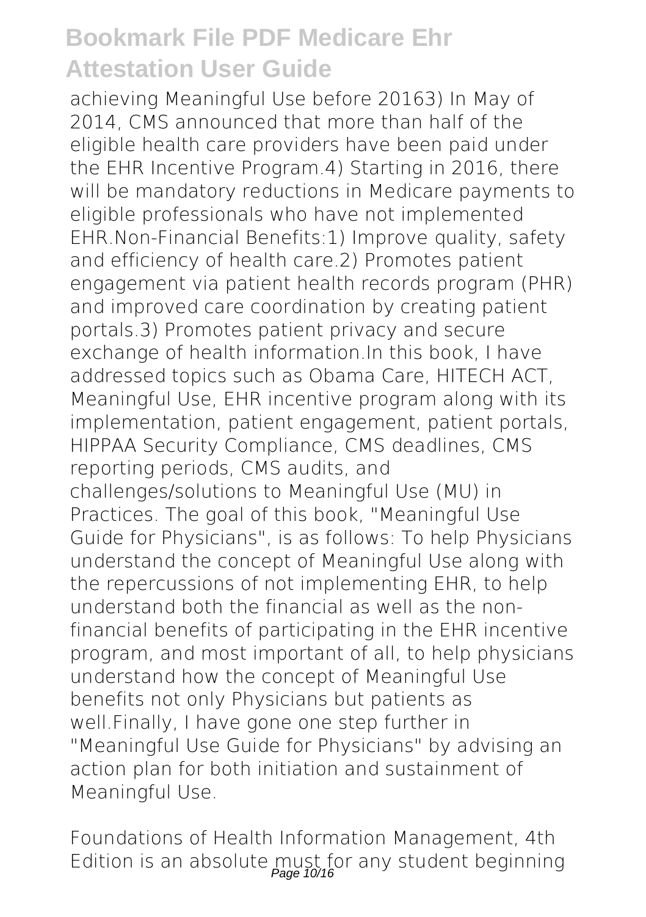achieving Meaningful Use before 20163) In May of 2014, CMS announced that more than half of the eligible health care providers have been paid under the EHR Incentive Program.4) Starting in 2016, there will be mandatory reductions in Medicare payments to eligible professionals who have not implemented EHR.Non-Financial Benefits:1) Improve quality, safety and efficiency of health care.2) Promotes patient engagement via patient health records program (PHR) and improved care coordination by creating patient portals.3) Promotes patient privacy and secure exchange of health information.In this book, I have addressed topics such as Obama Care, HITECH ACT, Meaningful Use, EHR incentive program along with its implementation, patient engagement, patient portals, HIPPAA Security Compliance, CMS deadlines, CMS reporting periods, CMS audits, and challenges/solutions to Meaningful Use (MU) in Practices. The goal of this book, "Meaningful Use Guide for Physicians", is as follows: To help Physicians understand the concept of Meaningful Use along with the repercussions of not implementing EHR, to help understand both the financial as well as the non-financial benefits of participating in the EHR incentive program, and most important of all, to help physicians understand how the concept of Meaningful Use benefits not only Physicians but patients as well.Finally, I have gone one step further in "Meaningful Use Guide for Physicians" by advising an action plan for both initiation and sustainment of Meaningful Use.

Foundations of Health Information Management, 4th Edition is an absolute must for any student beginning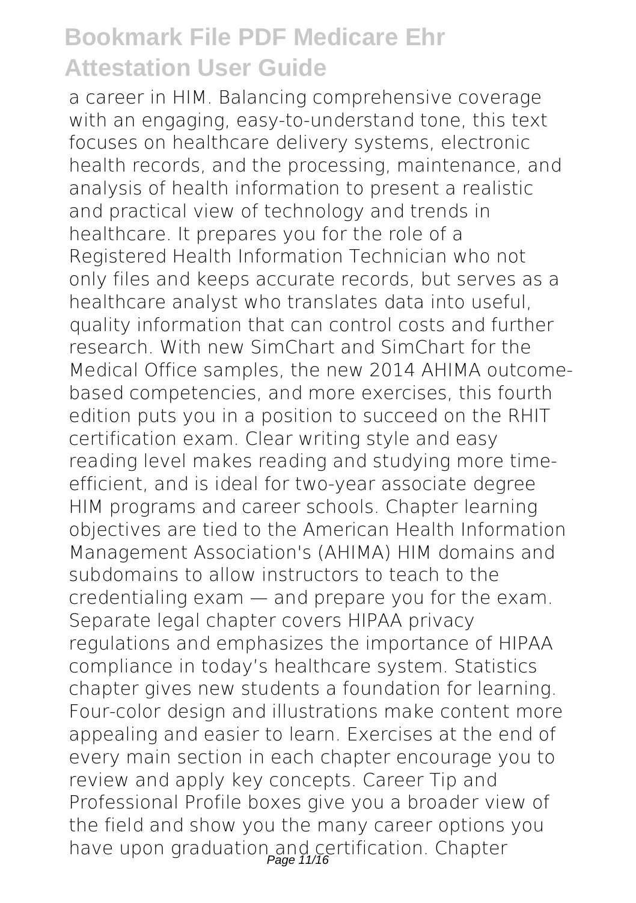a career in HIM. Balancing comprehensive coverage with an engaging, easy-to-understand tone, this text focuses on healthcare delivery systems, electronic health records, and the processing, maintenance, and analysis of health information to present a realistic and practical view of technology and trends in healthcare. It prepares you for the role of a Registered Health Information Technician who not only files and keeps accurate records, but serves as a healthcare analyst who translates data into useful, quality information that can control costs and further research. With new SimChart and SimChart for the Medical Office samples, the new 2014 AHIMA outcome-based competencies, and more exercises, this fourth edition puts you in a position to succeed on the RHIT certification exam. Clear writing style and easy reading level makes reading and studying more time-efficient, and is ideal for two-year associate degree HIM programs and career schools. Chapter learning objectives are tied to the American Health Information Management Association's (AHIMA) HIM domains and subdomains to allow instructors to teach to the credentialing exam — and prepare you for the exam. Separate legal chapter covers HIPAA privacy regulations and emphasizes the importance of HIPAA compliance in today's healthcare system. Statistics chapter gives new students a foundation for learning. Four-color design and illustrations make content more appealing and easier to learn. Exercises at the end of every main section in each chapter encourage you to review and apply key concepts. Career Tip and Professional Profile boxes give you a broader view of the field and show you the many career options you have upon graduation and certification. Chapter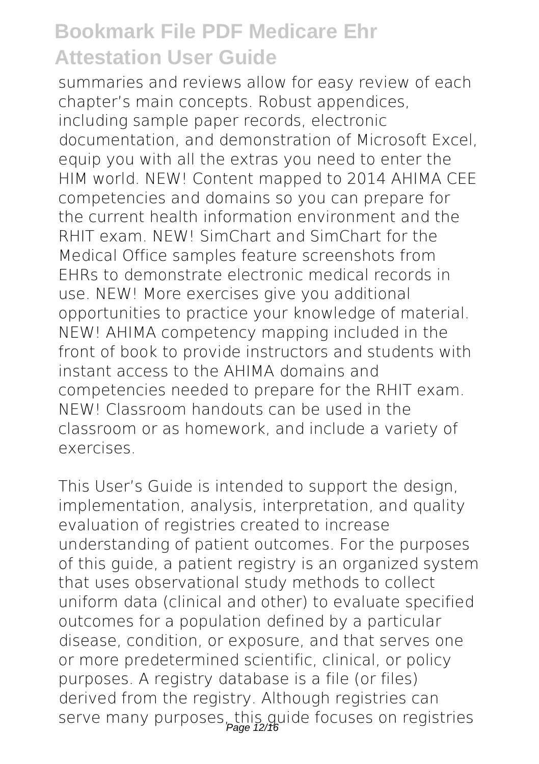summaries and reviews allow for easy review of each chapter's main concepts. Robust appendices, including sample paper records, electronic documentation, and demonstration of Microsoft Excel, equip you with all the extras you need to enter the HIM world. NEW! Content mapped to 2014 AHIMA CEE competencies and domains so you can prepare for the current health information environment and the RHIT exam. NEW! SimChart and SimChart for the Medical Office samples feature screenshots from EHRs to demonstrate electronic medical records in use. NEW! More exercises give you additional opportunities to practice your knowledge of material. NEW! AHIMA competency mapping included in the front of book to provide instructors and students with instant access to the AHIMA domains and competencies needed to prepare for the RHIT exam. NEW! Classroom handouts can be used in the classroom or as homework, and include a variety of exercises.

This User's Guide is intended to support the design, implementation, analysis, interpretation, and quality evaluation of registries created to increase understanding of patient outcomes. For the purposes of this guide, a patient registry is an organized system that uses observational study methods to collect uniform data (clinical and other) to evaluate specified outcomes for a population defined by a particular disease, condition, or exposure, and that serves one or more predetermined scientific, clinical, or policy purposes. A registry database is a file (or files) derived from the registry. Although registries can serve many purposes, this guide focuses on registries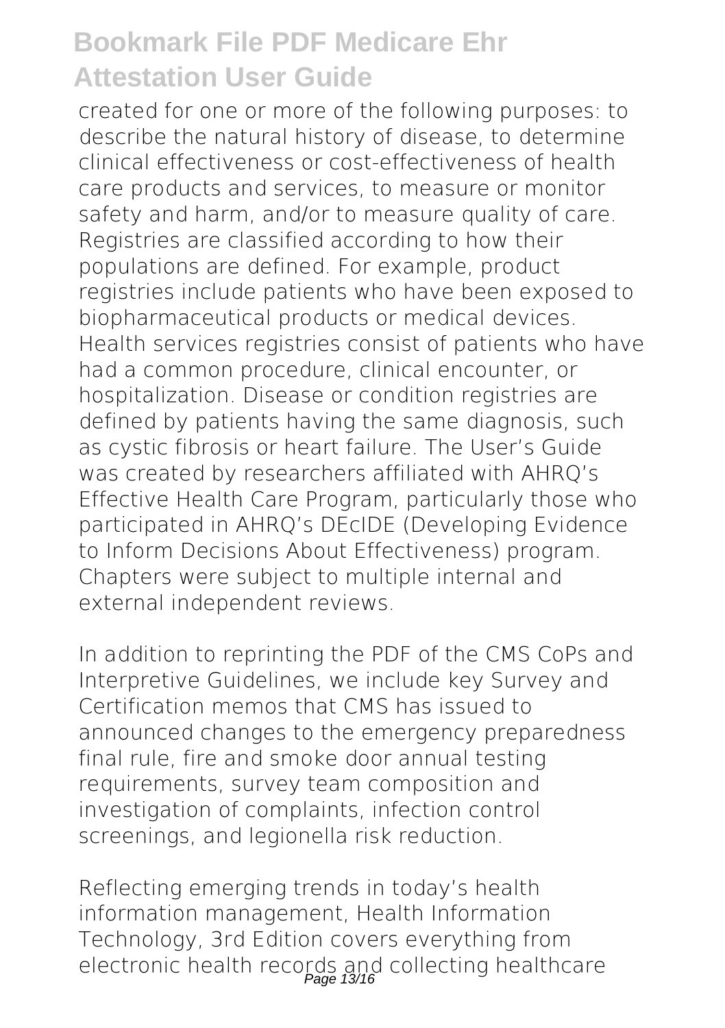created for one or more of the following purposes: to describe the natural history of disease, to determine clinical effectiveness or cost-effectiveness of health care products and services, to measure or monitor safety and harm, and/or to measure quality of care. Registries are classified according to how their populations are defined. For example, product registries include patients who have been exposed to biopharmaceutical products or medical devices. Health services registries consist of patients who have had a common procedure, clinical encounter, or hospitalization. Disease or condition registries are defined by patients having the same diagnosis, such as cystic fibrosis or heart failure. The User's Guide was created by researchers affiliated with AHRQ's Effective Health Care Program, particularly those who participated in AHRQ's DEcIDE (Developing Evidence to Inform Decisions About Effectiveness) program. Chapters were subject to multiple internal and external independent reviews.

In addition to reprinting the PDF of the CMS CoPs and Interpretive Guidelines, we include key Survey and Certification memos that CMS has issued to announced changes to the emergency preparedness final rule, fire and smoke door annual testing requirements, survey team composition and investigation of complaints, infection control screenings, and legionella risk reduction.

Reflecting emerging trends in today's health information management, Health Information Technology, 3rd Edition covers everything from electronic health records and collecting healthcare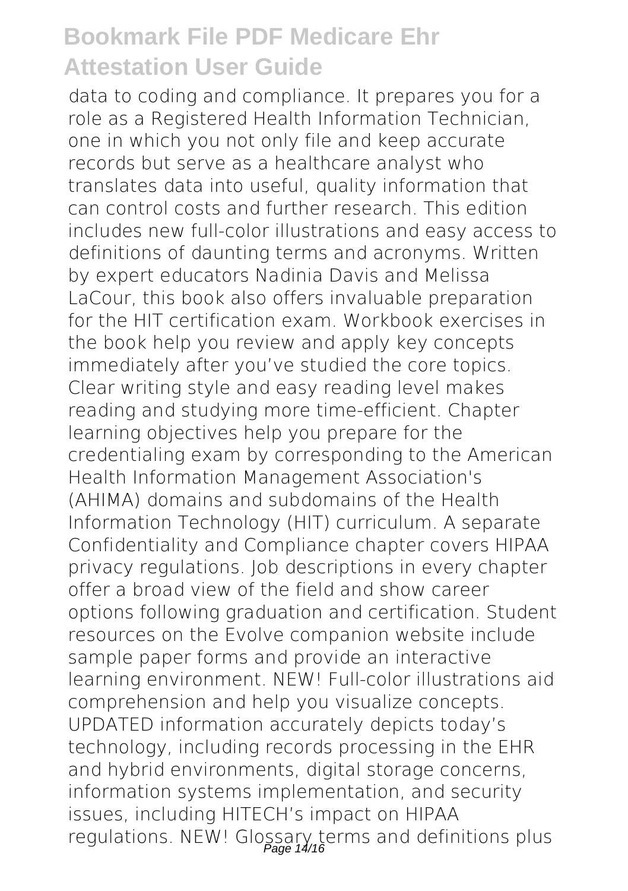data to coding and compliance. It prepares you for a role as a Registered Health Information Technician, one in which you not only file and keep accurate records but serve as a healthcare analyst who translates data into useful, quality information that can control costs and further research. This edition includes new full-color illustrations and easy access to definitions of daunting terms and acronyms. Written by expert educators Nadinia Davis and Melissa LaCour, this book also offers invaluable preparation for the HIT certification exam. Workbook exercises in the book help you review and apply key concepts immediately after you've studied the core topics. Clear writing style and easy reading level makes reading and studying more time-efficient. Chapter learning objectives help you prepare for the credentialing exam by corresponding to the American Health Information Management Association's (AHIMA) domains and subdomains of the Health Information Technology (HIT) curriculum. A separate Confidentiality and Compliance chapter covers HIPAA privacy regulations. Job descriptions in every chapter offer a broad view of the field and show career options following graduation and certification. Student resources on the Evolve companion website include sample paper forms and provide an interactive learning environment. NEW! Full-color illustrations aid comprehension and help you visualize concepts. UPDATED information accurately depicts today's technology, including records processing in the EHR and hybrid environments, digital storage concerns, information systems implementation, and security issues, including HITECH's impact on HIPAA regulations. NEW! Glossary terms and definitions plus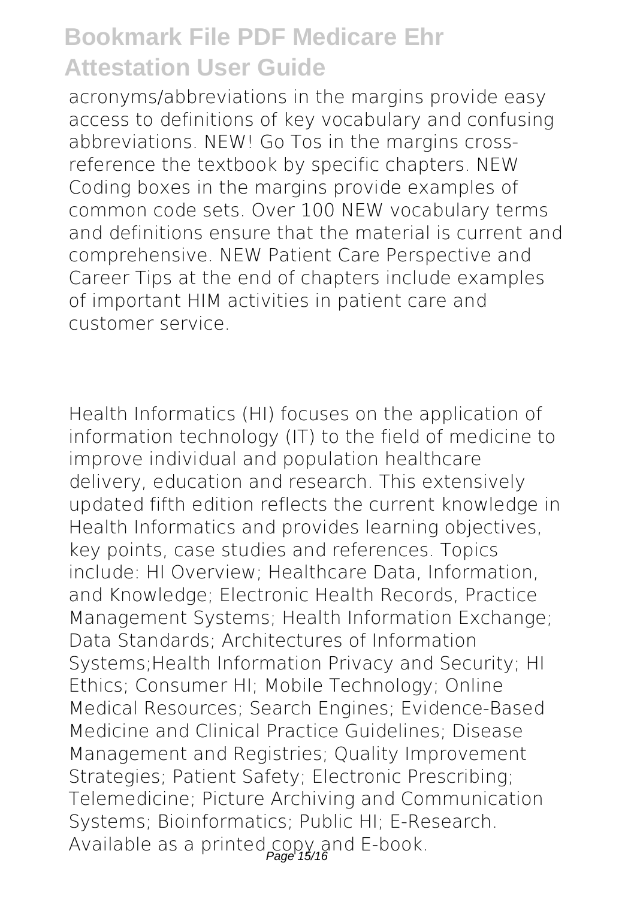acronyms/abbreviations in the margins provide easy access to definitions of key vocabulary and confusing abbreviations. NEW! Go Tos in the margins cross-reference the textbook by specific chapters. NEW Coding boxes in the margins provide examples of common code sets. Over 100 NEW vocabulary terms and definitions ensure that the material is current and comprehensive. NEW Patient Care Perspective and Career Tips at the end of chapters include examples of important HIM activities in patient care and customer service.

Health Informatics (HI) focuses on the application of information technology (IT) to the field of medicine to improve individual and population healthcare delivery, education and research. This extensively updated fifth edition reflects the current knowledge in Health Informatics and provides learning objectives, key points, case studies and references. Topics include: HI Overview; Healthcare Data, Information, and Knowledge; Electronic Health Records, Practice Management Systems; Health Information Exchange; Data Standards; Architectures of Information Systems;Health Information Privacy and Security; HI Ethics; Consumer HI; Mobile Technology; Online Medical Resources; Search Engines; Evidence-Based Medicine and Clinical Practice Guidelines; Disease Management and Registries; Quality Improvement Strategies; Patient Safety; Electronic Prescribing; Telemedicine; Picture Archiving and Communication Systems; Bioinformatics; Public HI; E-Research. Available as a printed copy and E-book.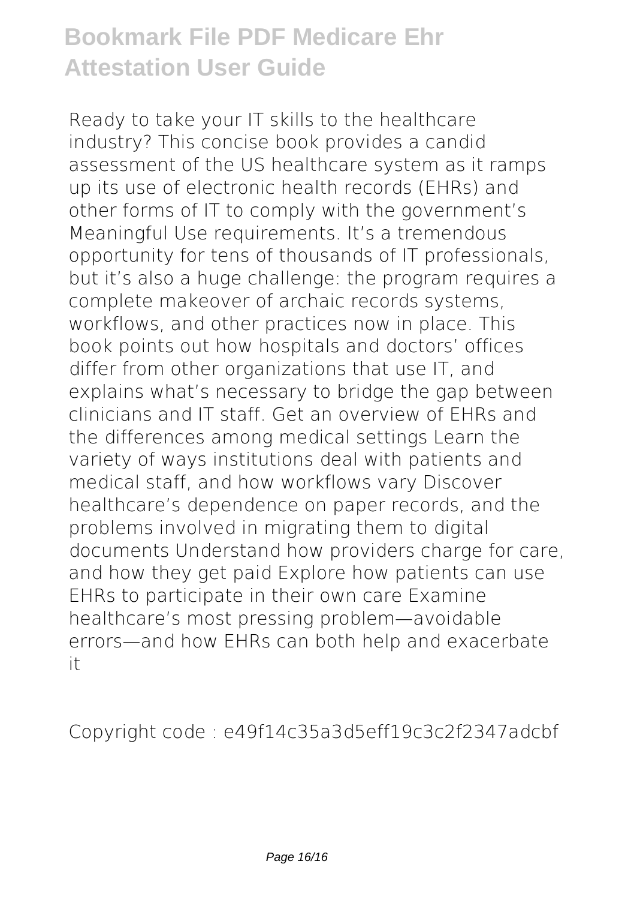Ready to take your IT skills to the healthcare industry? This concise book provides a candid assessment of the US healthcare system as it ramps up its use of electronic health records (EHRs) and other forms of IT to comply with the government's Meaningful Use requirements. It's a tremendous opportunity for tens of thousands of IT professionals, but it's also a huge challenge: the program requires a complete makeover of archaic records systems, workflows, and other practices now in place. This book points out how hospitals and doctors' offices differ from other organizations that use IT, and explains what's necessary to bridge the gap between clinicians and IT staff. Get an overview of EHRs and the differences among medical settings Learn the variety of ways institutions deal with patients and medical staff, and how workflows vary Discover healthcare's dependence on paper records, and the problems involved in migrating them to digital documents Understand how providers charge for care, and how they get paid Explore how patients can use EHRs to participate in their own care Examine healthcare's most pressing problem—avoidable errors—and how EHRs can both help and exacerbate it

Copyright code : e49f14c35a3d5eff19c3c2f2347adcbf